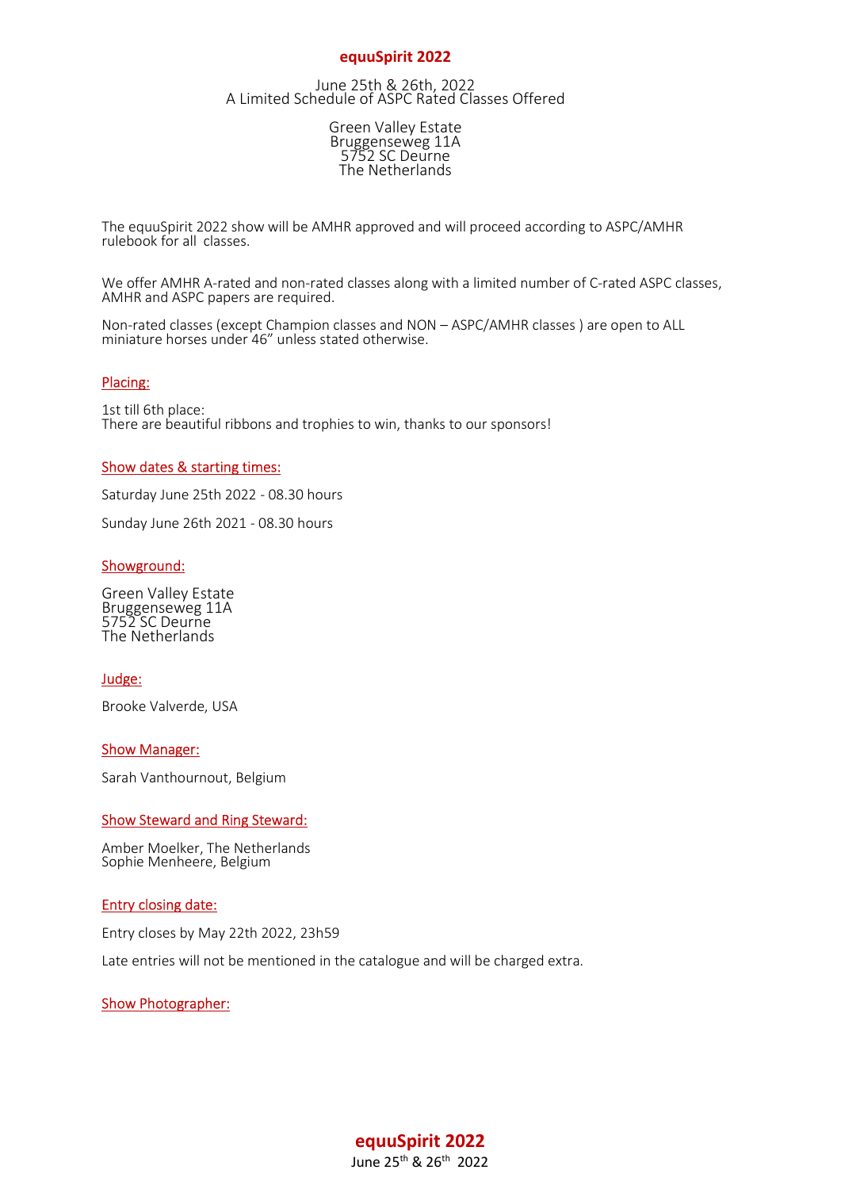# equuSpirit 2022

June 25th & 26th, 2022
A Limited Schedule of ASPC Rated Classes Offered

Green Valley Estate
Bruggenseweg 11A
5752 SC Deurne
The Netherlands

The equuSpirit 2022 show will be AMHR approved and will proceed according to ASPC/AMHR rulebook for all classes.

We offer AMHR A-rated and non-rated classes along with a limited number of C-rated ASPC classes, AMHR and ASPC papers are required.

Non-rated classes (except Champion classes and NON – ASPC/AMHR classes ) are open to ALL miniature horses under 46" unless stated otherwise.

## Placing:

1st till 6th place:
There are beautiful ribbons and trophies to win, thanks to our sponsors!

## Show dates & starting times:

Saturday June 25th 2022 - 08.30 hours

Sunday June 26th 2021 - 08.30 hours

## Showground:

Green Valley Estate
Bruggenseweg 11A
5752 SC Deurne
The Netherlands

## Judge:

Brooke Valverde, USA

## Show Manager:

Sarah Vanthournout, Belgium

## Show Steward and Ring Steward:

Amber Moelker, The Netherlands
Sophie Menheere, Belgium

## Entry closing date:

Entry closes by May 22th 2022, 23h59

Late entries will not be mentioned in the catalogue and will be charged extra.

## Show Photographer: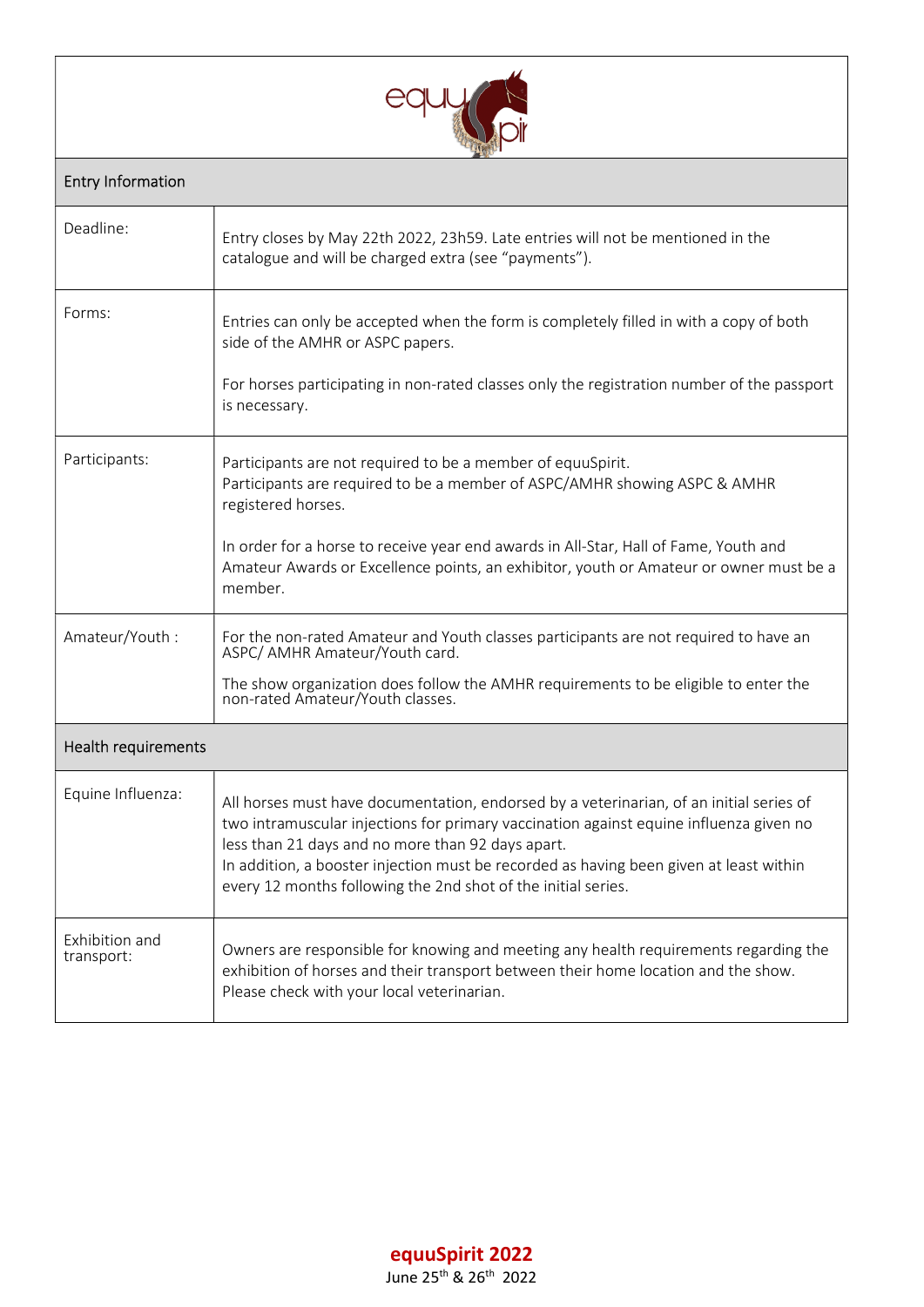| Entry Information | |
|---|---|
| Deadline: | Entry closes by May 22th 2022, 23h59. Late entries will not be mentioned in the catalogue and will be charged extra (see "payments"). |
| Forms: | Entries can only be accepted when the form is completely filled in with a copy of both side of the AMHR or ASPC papers.<br><br>For horses participating in non-rated classes only the registration number of the passport is necessary. |
| Participants: | Participants are not required to be a member of equuSpirit.<br>Participants are required to be a member of ASPC/AMHR showing ASPC & AMHR registered horses.<br><br>In order for a horse to receive year end awards in All-Star, Hall of Fame, Youth and Amateur Awards or Excellence points, an exhibitor, youth or Amateur or owner must be a member. |
| Amateur/Youth : | For the non-rated Amateur and Youth classes participants are not required to have an ASPC/ AMHR Amateur/Youth card.<br><br>The show organization does follow the AMHR requirements to be eligible to enter the non-rated Amateur/Youth classes. |
| **Health requirements** | |
| Equine Influenza: | All horses must have documentation, endorsed by a veterinarian, of an initial series of two intramuscular injections for primary vaccination against equine influenza given no less than 21 days and no more than 92 days apart.<br>In addition, a booster injection must be recorded as having been given at least within every 12 months following the 2nd shot of the initial series. |
| Exhibition and transport: | Owners are responsible for knowing and meeting any health requirements regarding the exhibition of horses and their transport between their home location and the show. Please check with your local veterinarian. |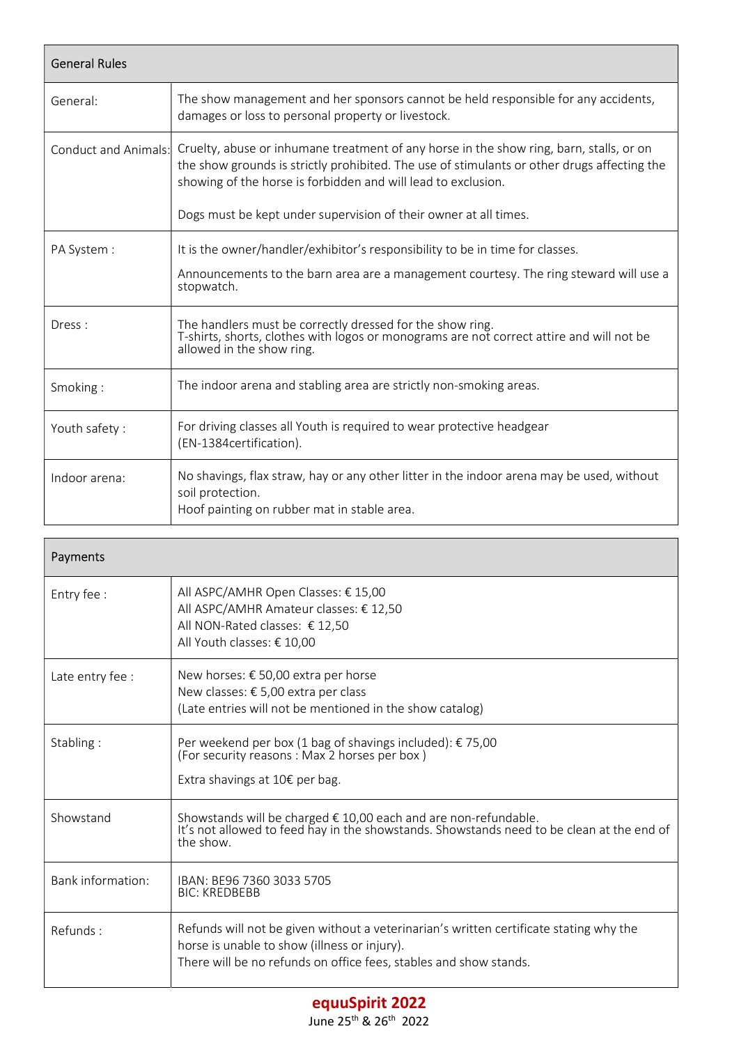| General Rules | |
|---|---|
| General: | The show management and her sponsors cannot be held responsible for any accidents, damages or loss to personal property or livestock. |
| Conduct and Animals: | Cruelty, abuse or inhumane treatment of any horse in the show ring, barn, stalls, or on the show grounds is strictly prohibited. The use of stimulants or other drugs affecting the showing of the horse is forbidden and will lead to exclusion.<br><br>Dogs must be kept under supervision of their owner at all times. |
| PA System : | It is the owner/handler/exhibitor's responsibility to be in time for classes.<br><br>Announcements to the barn area are a management courtesy. The ring steward will use a stopwatch. |
| Dress : | The handlers must be correctly dressed for the show ring.<br>T-shirts, shorts, clothes with logos or monograms are not correct attire and will not be allowed in the show ring. |
| Smoking : | The indoor arena and stabling area are strictly non-smoking areas. |
| Youth safety : | For driving classes all Youth is required to wear protective headgear (EN-1384certification). |
| Indoor arena: | No shavings, flax straw, hay or any other litter in the indoor arena may be used, without soil protection.<br>Hoof painting on rubber mat in stable area. |

| Payments | |
|---|---|
| Entry fee : | All ASPC/AMHR Open Classes: € 15,00<br>All ASPC/AMHR Amateur classes: € 12,50<br>All NON-Rated classes: € 12,50<br>All Youth classes: € 10,00 |
| Late entry fee : | New horses: € 50,00 extra per horse<br>New classes: € 5,00 extra per class<br>(Late entries will not be mentioned in the show catalog) |
| Stabling : | Per weekend per box (1 bag of shavings included): € 75,00<br>(For security reasons : Max 2 horses per box )<br><br>Extra shavings at 10€ per bag. |
| Showstand | Showstands will be charged € 10,00 each and are non-refundable.<br>It's not allowed to feed hay in the showstands. Showstands need to be clean at the end of the show. |
| Bank information: | IBAN: BE96 7360 3033 5705<br>BIC: KREDBEBB |
| Refunds : | Refunds will not be given without a veterinarian's written certificate stating why the horse is unable to show (illness or injury).<br>There will be no refunds on office fees, stables and show stands. |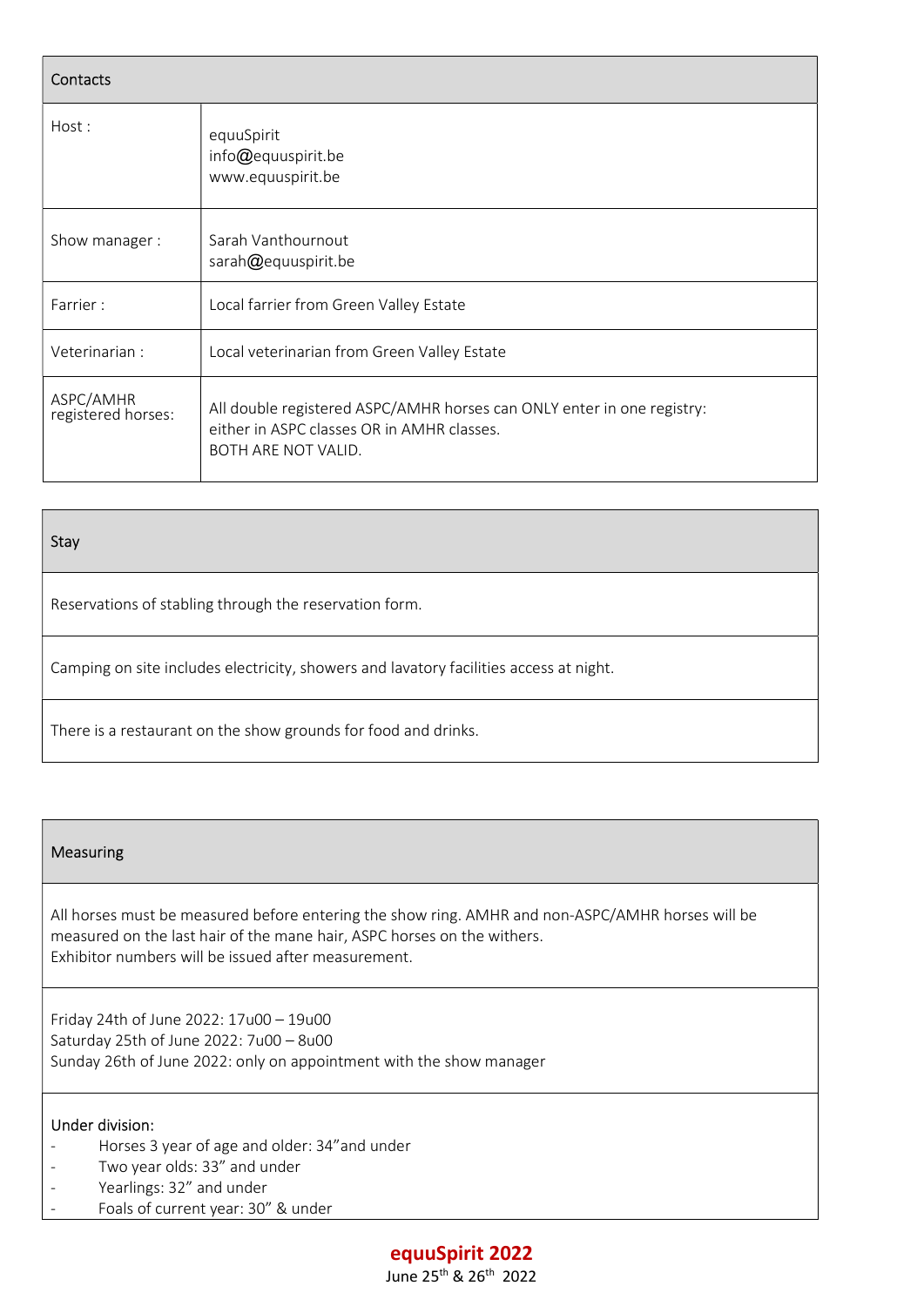| Contacts | |
|---|---|
| Host : | equuSpirit<br>info@equuspirit.be<br>www.equuspirit.be |
| Show manager : | Sarah Vanthournout<br>sarah@equuspirit.be |
| Farrier : | Local farrier from Green Valley Estate |
| Veterinarian : | Local veterinarian from Green Valley Estate |
| ASPC/AMHR registered horses: | All double registered ASPC/AMHR horses can ONLY enter in one registry: either in ASPC classes OR in AMHR classes.<br>BOTH ARE NOT VALID. |

| Stay |
|---|
| Reservations of stabling through the reservation form. |
| Camping on site includes electricity, showers and lavatory facilities access at night. |
| There is a restaurant on the show grounds for food and drinks. |

| Measuring |
|---|
| All horses must be measured before entering the show ring. AMHR and non-ASPC/AMHR horses will be measured on the last hair of the mane hair, ASPC horses on the withers.<br>Exhibitor numbers will be issued after measurement. |
| Friday 24th of June 2022: 17u00 – 19u00<br>Saturday 25th of June 2022: 7u00 – 8u00<br>Sunday 26th of June 2022: only on appointment with the show manager |
| Under division:<br>- Horses 3 year of age and older: 34"and under<br>- Two year olds: 33" and under<br>- Yearlings: 32" and under<br>- Foals of current year: 30" & under |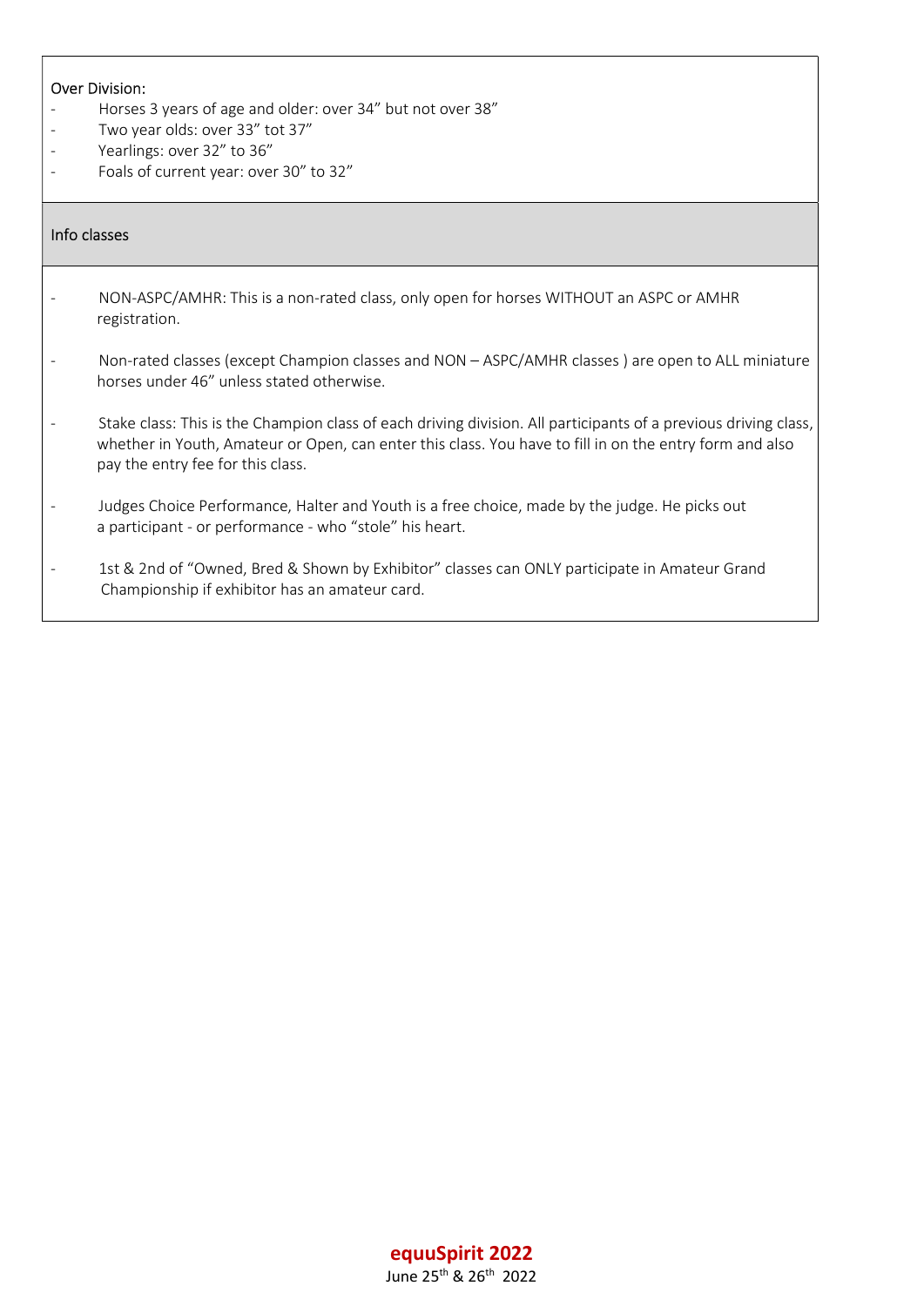Over Division:

- Horses 3 years of age and older: over 34" but not over 38"
- Two year olds: over 33" tot 37"
- Yearlings: over 32" to 36"
- Foals of current year: over 30" to 32"

## Info classes

- NON-ASPC/AMHR: This is a non-rated class, only open for horses WITHOUT an ASPC or AMHR registration.
- Non-rated classes (except Champion classes and NON – ASPC/AMHR classes ) are open to ALL miniature horses under 46" unless stated otherwise.
- Stake class: This is the Champion class of each driving division. All participants of a previous driving class, whether in Youth, Amateur or Open, can enter this class. You have to fill in on the entry form and also pay the entry fee for this class.
- Judges Choice Performance, Halter and Youth is a free choice, made by the judge. He picks out a participant - or performance - who "stole" his heart.
- 1st & 2nd of "Owned, Bred & Shown by Exhibitor" classes can ONLY participate in Amateur Grand Championship if exhibitor has an amateur card.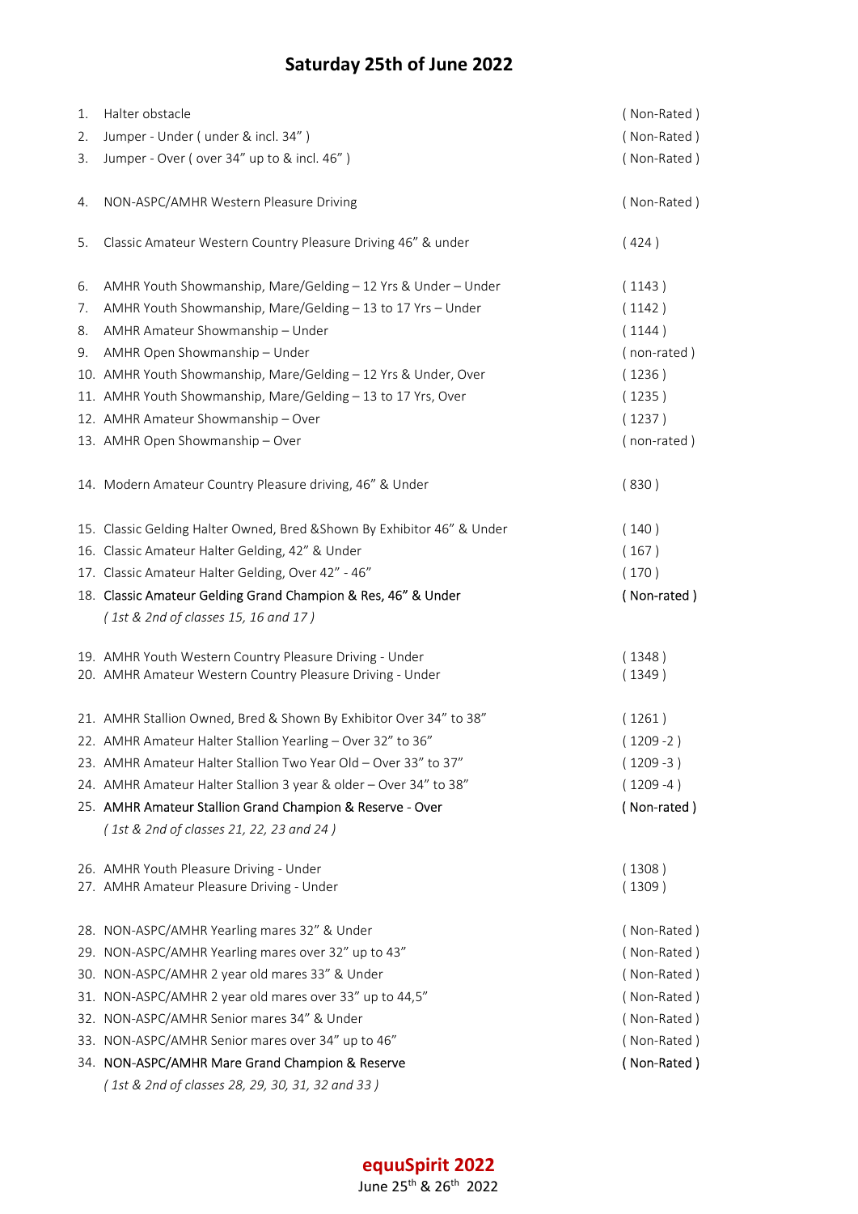# Saturday 25th of June 2022

1. Halter obstacle ( Non-Rated )
2. Jumper - Under ( under & incl. 34” ) ( Non-Rated )
3. Jumper - Over ( over 34” up to & incl. 46” ) ( Non-Rated )

4. NON-ASPC/AMHR Western Pleasure Driving ( Non-Rated )

5. Classic Amateur Western Country Pleasure Driving 46” & under ( 424 )

6. AMHR Youth Showmanship, Mare/Gelding – 12 Yrs & Under – Under ( 1143 )
7. AMHR Youth Showmanship, Mare/Gelding – 13 to 17 Yrs – Under ( 1142 )
8. AMHR Amateur Showmanship – Under ( 1144 )
9. AMHR Open Showmanship – Under ( non-rated )
10. AMHR Youth Showmanship, Mare/Gelding – 12 Yrs & Under, Over ( 1236 )
11. AMHR Youth Showmanship, Mare/Gelding – 13 to 17 Yrs, Over ( 1235 )
12. AMHR Amateur Showmanship – Over ( 1237 )
13. AMHR Open Showmanship – Over ( non-rated )

14. Modern Amateur Country Pleasure driving, 46” & Under ( 830 )

15. Classic Gelding Halter Owned, Bred &Shown By Exhibitor 46” & Under ( 140 )
16. Classic Amateur Halter Gelding, 42” & Under ( 167 )
17. Classic Amateur Halter Gelding, Over 42” - 46” ( 170 )
18. Classic Amateur Gelding Grand Champion & Res, 46” & Under ( Non-rated )
    *( 1st & 2nd of classes 15, 16 and 17 )*

19. AMHR Youth Western Country Pleasure Driving - Under ( 1348 )
20. AMHR Amateur Western Country Pleasure Driving - Under ( 1349 )

21. AMHR Stallion Owned, Bred & Shown By Exhibitor Over 34” to 38” ( 1261 )
22. AMHR Amateur Halter Stallion Yearling – Over 32” to 36” ( 1209 -2 )
23. AMHR Amateur Halter Stallion Two Year Old – Over 33” to 37” ( 1209 -3 )
24. AMHR Amateur Halter Stallion 3 year & older – Over 34” to 38” ( 1209 -4 )
25. AMHR Amateur Stallion Grand Champion & Reserve - Over ( Non-rated )
    *( 1st & 2nd of classes 21, 22, 23 and 24 )*

26. AMHR Youth Pleasure Driving - Under ( 1308 )
27. AMHR Amateur Pleasure Driving - Under ( 1309 )

28. NON-ASPC/AMHR Yearling mares 32” & Under ( Non-Rated )
29. NON-ASPC/AMHR Yearling mares over 32” up to 43” ( Non-Rated )
30. NON-ASPC/AMHR 2 year old mares 33” & Under ( Non-Rated )
31. NON-ASPC/AMHR 2 year old mares over 33” up to 44,5” ( Non-Rated )
32. NON-ASPC/AMHR Senior mares 34” & Under ( Non-Rated )
33. NON-ASPC/AMHR Senior mares over 34” up to 46” ( Non-Rated )
34. NON-ASPC/AMHR Mare Grand Champion & Reserve ( Non-Rated )
    *( 1st & 2nd of classes 28, 29, 30, 31, 32 and 33 )*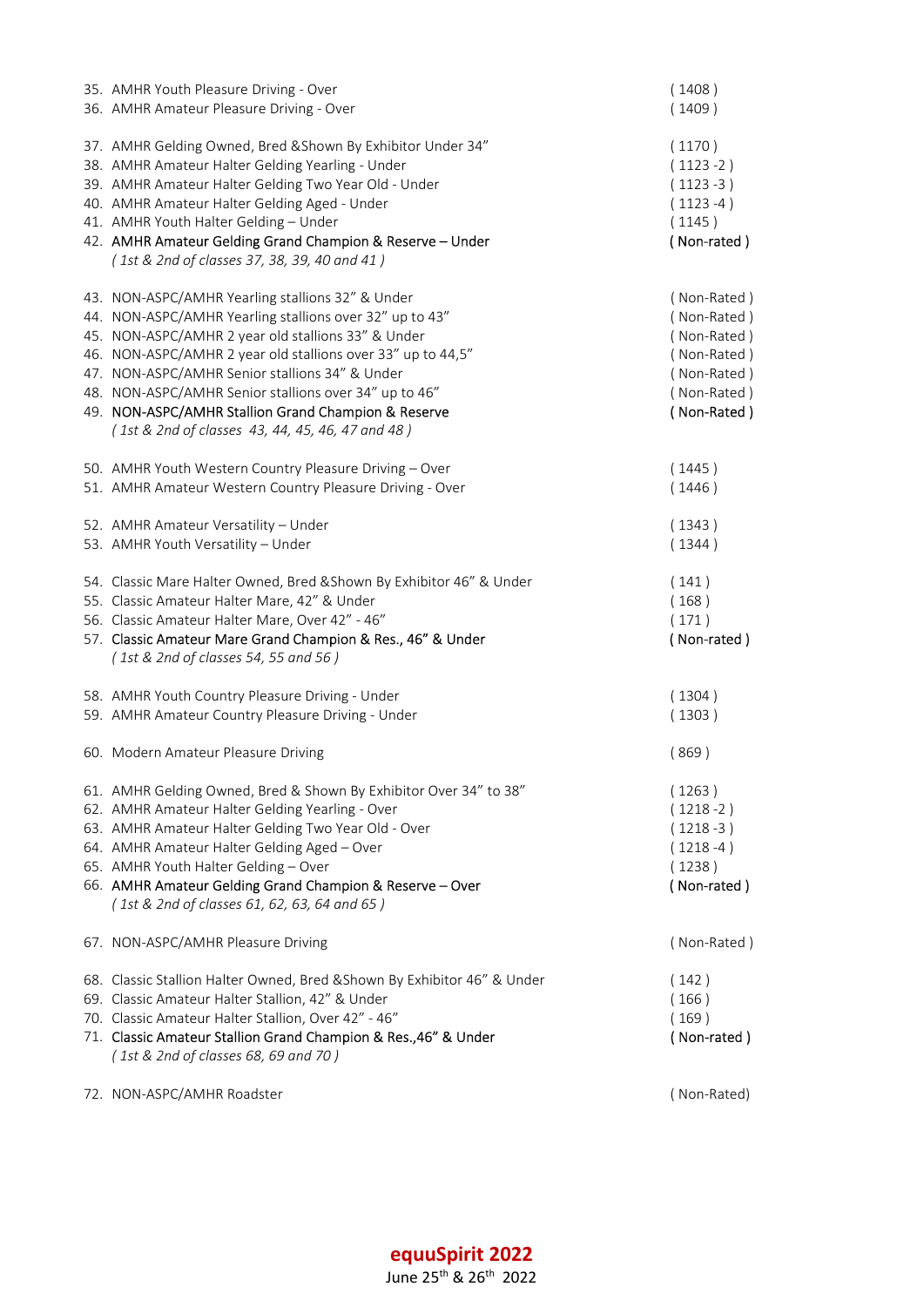35. AMHR Youth Pleasure Driving - Over ( 1408 )
36. AMHR Amateur Pleasure Driving - Over ( 1409 )

37. AMHR Gelding Owned, Bred &Shown By Exhibitor Under 34" ( 1170 )
38. AMHR Amateur Halter Gelding Yearling - Under ( 1123 -2 )
39. AMHR Amateur Halter Gelding Two Year Old - Under ( 1123 -3 )
40. AMHR Amateur Halter Gelding Aged - Under ( 1123 -4 )
41. AMHR Youth Halter Gelding – Under ( 1145 )
42. **AMHR Amateur Gelding Grand Champion & Reserve – Under** **( Non-rated )**
    *( 1st & 2nd of classes 37, 38, 39, 40 and 41 )*

43. NON-ASPC/AMHR Yearling stallions 32" & Under ( Non-Rated )
44. NON-ASPC/AMHR Yearling stallions over 32" up to 43" ( Non-Rated )
45. NON-ASPC/AMHR 2 year old stallions 33" & Under ( Non-Rated )
46. NON-ASPC/AMHR 2 year old stallions over 33" up to 44,5" ( Non-Rated )
47. NON-ASPC/AMHR Senior stallions 34" & Under ( Non-Rated )
48. NON-ASPC/AMHR Senior stallions over 34" up to 46" ( Non-Rated )
49. **NON-ASPC/AMHR Stallion Grand Champion & Reserve** **( Non-Rated )**
    *( 1st & 2nd of classes 43, 44, 45, 46, 47 and 48 )*

50. AMHR Youth Western Country Pleasure Driving – Over ( 1445 )
51. AMHR Amateur Western Country Pleasure Driving - Over ( 1446 )

52. AMHR Amateur Versatility – Under ( 1343 )
53. AMHR Youth Versatility – Under ( 1344 )

54. Classic Mare Halter Owned, Bred &Shown By Exhibitor 46" & Under ( 141 )
55. Classic Amateur Halter Mare, 42" & Under ( 168 )
56. Classic Amateur Halter Mare, Over 42" - 46" ( 171 )
57. **Classic Amateur Mare Grand Champion & Res., 46" & Under** **( Non-rated )**
    *( 1st & 2nd of classes 54, 55 and 56 )*

58. AMHR Youth Country Pleasure Driving - Under ( 1304 )
59. AMHR Amateur Country Pleasure Driving - Under ( 1303 )

60. Modern Amateur Pleasure Driving ( 869 )

61. AMHR Gelding Owned, Bred & Shown By Exhibitor Over 34" to 38" ( 1263 )
62. AMHR Amateur Halter Gelding Yearling - Over ( 1218 -2 )
63. AMHR Amateur Halter Gelding Two Year Old - Over ( 1218 -3 )
64. AMHR Amateur Halter Gelding Aged – Over ( 1218 -4 )
65. AMHR Youth Halter Gelding – Over ( 1238 )
66. **AMHR Amateur Gelding Grand Champion & Reserve – Over** **( Non-rated )**
    *( 1st & 2nd of classes 61, 62, 63, 64 and 65 )*

67. NON-ASPC/AMHR Pleasure Driving ( Non-Rated )

68. Classic Stallion Halter Owned, Bred &Shown By Exhibitor 46" & Under ( 142 )
69. Classic Amateur Halter Stallion, 42" & Under ( 166 )
70. Classic Amateur Halter Stallion, Over 42" - 46" ( 169 )
71. **Classic Amateur Stallion Grand Champion & Res.,46" & Under** **( Non-rated )**
    *( 1st & 2nd of classes 68, 69 and 70 )*

72. NON-ASPC/AMHR Roadster ( Non-Rated)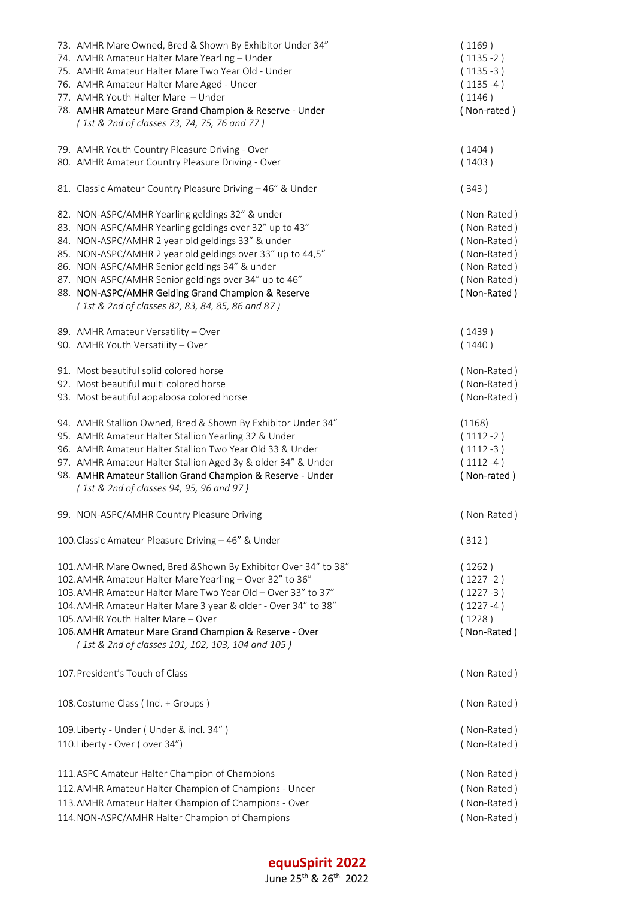| | |
|---|---|
| 73. AMHR Mare Owned, Bred & Shown By Exhibitor Under 34” | ( 1169 ) |
| 74. AMHR Amateur Halter Mare Yearling – Under | ( 1135 -2 ) |
| 75. AMHR Amateur Halter Mare Two Year Old - Under | ( 1135 -3 ) |
| 76. AMHR Amateur Halter Mare Aged - Under | ( 1135 -4 ) |
| 77. AMHR Youth Halter Mare – Under | ( 1146 ) |
| **78. AMHR Amateur Mare Grand Champion & Reserve - Under** | **( Non-rated )** |
| *( 1st & 2nd of classes 73, 74, 75, 76 and 77 )* | |
| | |
| 79. AMHR Youth Country Pleasure Driving - Over | ( 1404 ) |
| 80. AMHR Amateur Country Pleasure Driving - Over | ( 1403 ) |
| | |
| 81. Classic Amateur Country Pleasure Driving – 46” & Under | ( 343 ) |
| | |
| 82. NON-ASPC/AMHR Yearling geldings 32” & under | ( Non-Rated ) |
| 83. NON-ASPC/AMHR Yearling geldings over 32” up to 43” | ( Non-Rated ) |
| 84. NON-ASPC/AMHR 2 year old geldings 33” & under | ( Non-Rated ) |
| 85. NON-ASPC/AMHR 2 year old geldings over 33” up to 44,5” | ( Non-Rated ) |
| 86. NON-ASPC/AMHR Senior geldings 34” & under | ( Non-Rated ) |
| 87. NON-ASPC/AMHR Senior geldings over 34” up to 46” | ( Non-Rated ) |
| **88. NON-ASPC/AMHR Gelding Grand Champion & Reserve** | **( Non-Rated )** |
| *( 1st & 2nd of classes 82, 83, 84, 85, 86 and 87 )* | |
| | |
| 89. AMHR Amateur Versatility – Over | ( 1439 ) |
| 90. AMHR Youth Versatility – Over | ( 1440 ) |
| | |
| 91. Most beautiful solid colored horse | ( Non-Rated ) |
| 92. Most beautiful multi colored horse | ( Non-Rated ) |
| 93. Most beautiful appaloosa colored horse | ( Non-Rated ) |
| | |
| 94. AMHR Stallion Owned, Bred & Shown By Exhibitor Under 34” | (1168) |
| 95. AMHR Amateur Halter Stallion Yearling 32 & Under | ( 1112 -2 ) |
| 96. AMHR Amateur Halter Stallion Two Year Old 33 & Under | ( 1112 -3 ) |
| 97. AMHR Amateur Halter Stallion Aged 3y & older 34” & Under | ( 1112 -4 ) |
| **98. AMHR Amateur Stallion Grand Champion & Reserve - Under** | **( Non-rated )** |
| *( 1st & 2nd of classes 94, 95, 96 and 97 )* | |
| | |
| 99. NON-ASPC/AMHR Country Pleasure Driving | ( Non-Rated ) |
| | |
| 100. Classic Amateur Pleasure Driving – 46” & Under | ( 312 ) |
| | |
| 101. AMHR Mare Owned, Bred &Shown By Exhibitor Over 34” to 38” | ( 1262 ) |
| 102. AMHR Amateur Halter Mare Yearling – Over 32” to 36” | ( 1227 -2 ) |
| 103. AMHR Amateur Halter Mare Two Year Old – Over 33” to 37” | ( 1227 -3 ) |
| 104. AMHR Amateur Halter Mare 3 year & older - Over 34” to 38” | ( 1227 -4 ) |
| 105. AMHR Youth Halter Mare – Over | ( 1228 ) |
| **106. AMHR Amateur Mare Grand Champion & Reserve - Over** | **( Non-Rated )** |
| *( 1st & 2nd of classes 101, 102, 103, 104 and 105 )* | |
| | |
| 107. President’s Touch of Class | ( Non-Rated ) |
| | |
| 108. Costume Class ( Ind. + Groups ) | ( Non-Rated ) |
| | |
| 109. Liberty - Under ( Under & incl. 34” ) | ( Non-Rated ) |
| 110. Liberty - Over ( over 34”) | ( Non-Rated ) |
| | |
| 111. ASPC Amateur Halter Champion of Champions | ( Non-Rated ) |
| 112. AMHR Amateur Halter Champion of Champions - Under | ( Non-Rated ) |
| 113. AMHR Amateur Halter Champion of Champions - Over | ( Non-Rated ) |
| 114. NON-ASPC/AMHR Halter Champion of Champions | ( Non-Rated ) |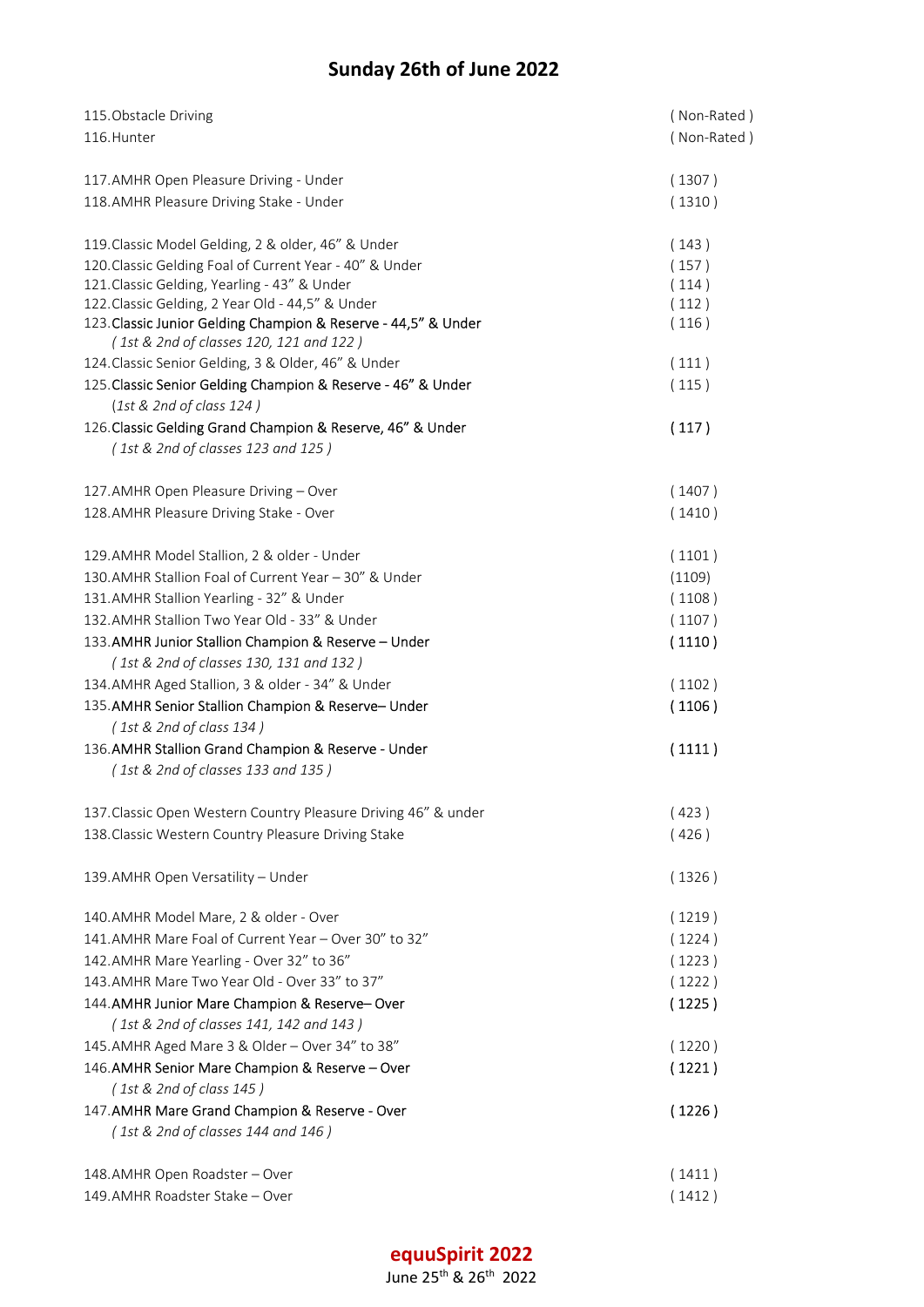# Sunday 26th of June 2022

| | |
|---|---|
| 115.Obstacle Driving | ( Non-Rated ) |
| 116.Hunter | ( Non-Rated ) |
| | |
| 117.AMHR Open Pleasure Driving - Under | ( 1307 ) |
| 118.AMHR Pleasure Driving Stake - Under | ( 1310 ) |
| | |
| 119.Classic Model Gelding, 2 & older, 46" & Under | ( 143 ) |
| 120.Classic Gelding Foal of Current Year - 40" & Under | ( 157 ) |
| 121.Classic Gelding, Yearling - 43" & Under | ( 114 ) |
| 122.Classic Gelding, 2 Year Old - 44,5" & Under | ( 112 ) |
| 123.**Classic Junior Gelding Champion & Reserve - 44,5" & Under** *( 1st & 2nd of classes 120, 121 and 122 )* | ( 116 ) |
| 124.Classic Senior Gelding, 3 & Older, 46" & Under | ( 111 ) |
| 125.**Classic Senior Gelding Champion & Reserve - 46" & Under** *(1st & 2nd of class 124 )* | ( 115 ) |
| 126.**Classic Gelding Grand Champion & Reserve, 46" & Under** *( 1st & 2nd of classes 123 and 125 )* | **( 117 )** |
| | |
| 127.AMHR Open Pleasure Driving – Over | ( 1407 ) |
| 128.AMHR Pleasure Driving Stake - Over | ( 1410 ) |
| | |
| 129.AMHR Model Stallion, 2 & older - Under | ( 1101 ) |
| 130.AMHR Stallion Foal of Current Year – 30" & Under | (1109) |
| 131.AMHR Stallion Yearling - 32" & Under | ( 1108 ) |
| 132.AMHR Stallion Two Year Old - 33" & Under | ( 1107 ) |
| 133.**AMHR Junior Stallion Champion & Reserve – Under** *( 1st & 2nd of classes 130, 131 and 132 )* | **( 1110 )** |
| 134.AMHR Aged Stallion, 3 & older - 34" & Under | ( 1102 ) |
| 135.**AMHR Senior Stallion Champion & Reserve– Under** *( 1st & 2nd of class 134 )* | **( 1106 )** |
| 136.**AMHR Stallion Grand Champion & Reserve - Under** *( 1st & 2nd of classes 133 and 135 )* | **( 1111 )** |
| | |
| 137.Classic Open Western Country Pleasure Driving 46" & under | ( 423 ) |
| 138.Classic Western Country Pleasure Driving Stake | ( 426 ) |
| | |
| 139.AMHR Open Versatility – Under | ( 1326 ) |
| | |
| 140.AMHR Model Mare, 2 & older - Over | ( 1219 ) |
| 141.AMHR Mare Foal of Current Year – Over 30" to 32" | ( 1224 ) |
| 142.AMHR Mare Yearling - Over 32" to 36" | ( 1223 ) |
| 143.AMHR Mare Two Year Old - Over 33" to 37" | ( 1222 ) |
| 144.**AMHR Junior Mare Champion & Reserve– Over** *( 1st & 2nd of classes 141, 142 and 143 )* | **( 1225 )** |
| 145.AMHR Aged Mare 3 & Older – Over 34" to 38" | ( 1220 ) |
| 146.**AMHR Senior Mare Champion & Reserve – Over** *( 1st & 2nd of class 145 )* | **( 1221 )** |
| 147.**AMHR Mare Grand Champion & Reserve - Over** *( 1st & 2nd of classes 144 and 146 )* | **( 1226 )** |
| | |
| 148.AMHR Open Roadster – Over | ( 1411 ) |
| 149.AMHR Roadster Stake – Over | ( 1412 ) |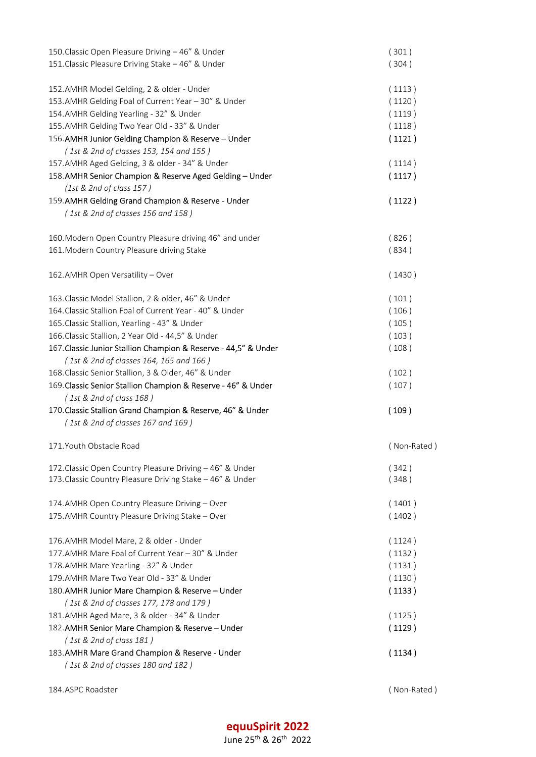150. Classic Open Pleasure Driving – 46" & Under ( 301 )
151. Classic Pleasure Driving Stake – 46" & Under ( 304 )

152. AMHR Model Gelding, 2 & older - Under ( 1113 )
153. AMHR Gelding Foal of Current Year – 30" & Under ( 1120 )
154. AMHR Gelding Yearling - 32" & Under ( 1119 )
155. AMHR Gelding Two Year Old - 33" & Under ( 1118 )
156. **AMHR Junior Gelding Champion & Reserve – Under** **( 1121 )**
*( 1st & 2nd of classes 153, 154 and 155 )*
157. AMHR Aged Gelding, 3 & older - 34" & Under ( 1114 )
158. **AMHR Senior Champion & Reserve Aged Gelding – Under** **( 1117 )**
*(1st & 2nd of class 157 )*
159. **AMHR Gelding Grand Champion & Reserve - Under** **( 1122 )**
*( 1st & 2nd of classes 156 and 158 )*

160. Modern Open Country Pleasure driving 46" and under ( 826 )
161. Modern Country Pleasure driving Stake ( 834 )

162. AMHR Open Versatility – Over ( 1430 )

163. Classic Model Stallion, 2 & older, 46" & Under ( 101 )
164. Classic Stallion Foal of Current Year - 40" & Under ( 106 )
165. Classic Stallion, Yearling - 43" & Under ( 105 )
166. Classic Stallion, 2 Year Old - 44,5" & Under ( 103 )
167. **Classic Junior Stallion Champion & Reserve - 44,5" & Under** ( 108 )
*( 1st & 2nd of classes 164, 165 and 166 )*
168. Classic Senior Stallion, 3 & Older, 46" & Under ( 102 )
169. **Classic Senior Stallion Champion & Reserve - 46" & Under** ( 107 )
*( 1st & 2nd of class 168 )*
170. **Classic Stallion Grand Champion & Reserve, 46" & Under** **( 109 )**
*( 1st & 2nd of classes 167 and 169 )*

171. Youth Obstacle Road ( Non-Rated )

172. Classic Open Country Pleasure Driving – 46" & Under ( 342 )
173. Classic Country Pleasure Driving Stake – 46" & Under ( 348 )

174. AMHR Open Country Pleasure Driving – Over ( 1401 )
175. AMHR Country Pleasure Driving Stake – Over ( 1402 )

176. AMHR Model Mare, 2 & older - Under ( 1124 )
177. AMHR Mare Foal of Current Year – 30" & Under ( 1132 )
178. AMHR Mare Yearling - 32" & Under ( 1131 )
179. AMHR Mare Two Year Old - 33" & Under ( 1130 )
180. **AMHR Junior Mare Champion & Reserve – Under** **( 1133 )**
*( 1st & 2nd of classes 177, 178 and 179 )*
181. AMHR Aged Mare, 3 & older - 34" & Under ( 1125 )
182. **AMHR Senior Mare Champion & Reserve – Under** **( 1129 )**
*( 1st & 2nd of class 181 )*
183. **AMHR Mare Grand Champion & Reserve - Under** **( 1134 )**
*( 1st & 2nd of classes 180 and 182 )*

184. ASPC Roadster ( Non-Rated )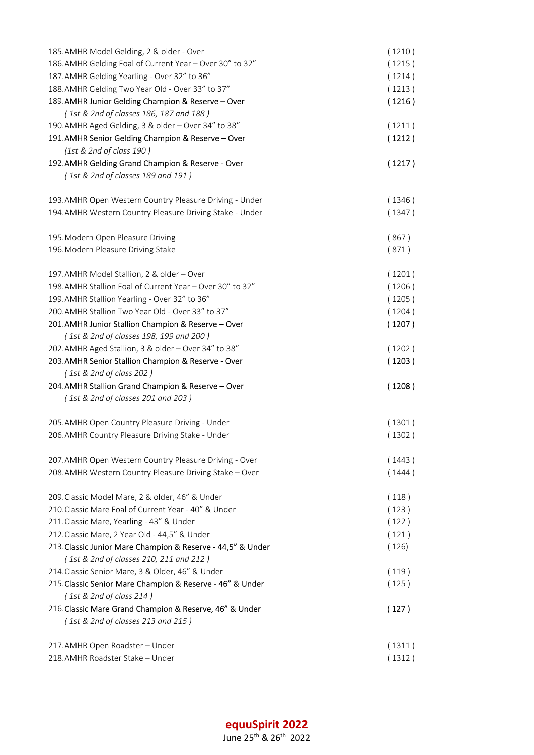185.AMHR Model Gelding, 2 & older - Over ( 1210 )
186.AMHR Gelding Foal of Current Year – Over 30" to 32" ( 1215 )
187.AMHR Gelding Yearling - Over 32" to 36" ( 1214 )
188.AMHR Gelding Two Year Old - Over 33" to 37" ( 1213 )
189.**AMHR Junior Gelding Champion & Reserve – Over** **( 1216 )**
*( 1st & 2nd of classes 186, 187 and 188 )*
190.AMHR Aged Gelding, 3 & older – Over 34" to 38" ( 1211 )
191.**AMHR Senior Gelding Champion & Reserve – Over** **( 1212 )**
*(1st & 2nd of class 190 )*
192.**AMHR Gelding Grand Champion & Reserve - Over** **( 1217 )**
*( 1st & 2nd of classes 189 and 191 )*

193.AMHR Open Western Country Pleasure Driving - Under ( 1346 )
194.AMHR Western Country Pleasure Driving Stake - Under ( 1347 )

195.Modern Open Pleasure Driving ( 867 )
196.Modern Pleasure Driving Stake ( 871 )

197.AMHR Model Stallion, 2 & older – Over ( 1201 )
198.AMHR Stallion Foal of Current Year – Over 30" to 32" ( 1206 )
199.AMHR Stallion Yearling - Over 32" to 36" ( 1205 )
200.AMHR Stallion Two Year Old - Over 33" to 37" ( 1204 )
201.**AMHR Junior Stallion Champion & Reserve – Over** **( 1207 )**
*( 1st & 2nd of classes 198, 199 and 200 )*
202.AMHR Aged Stallion, 3 & older – Over 34" to 38" ( 1202 )
203.**AMHR Senior Stallion Champion & Reserve - Over** **( 1203 )**
*( 1st & 2nd of class 202 )*
204.**AMHR Stallion Grand Champion & Reserve – Over** **( 1208 )**
*( 1st & 2nd of classes 201 and 203 )*

205.AMHR Open Country Pleasure Driving - Under ( 1301 )
206.AMHR Country Pleasure Driving Stake - Under ( 1302 )

207.AMHR Open Western Country Pleasure Driving - Over ( 1443 )
208.AMHR Western Country Pleasure Driving Stake – Over ( 1444 )

209.Classic Model Mare, 2 & older, 46" & Under ( 118 )
210.Classic Mare Foal of Current Year - 40" & Under ( 123 )
211.Classic Mare, Yearling - 43" & Under ( 122 )
212.Classic Mare, 2 Year Old - 44,5" & Under ( 121 )
213.**Classic Junior Mare Champion & Reserve - 44,5" & Under** ( 126)
*( 1st & 2nd of classes 210, 211 and 212 )*
214.Classic Senior Mare, 3 & Older, 46" & Under ( 119 )
215.**Classic Senior Mare Champion & Reserve - 46" & Under** ( 125 )
*( 1st & 2nd of class 214 )*
216.**Classic Mare Grand Champion & Reserve, 46" & Under** **( 127 )**
*( 1st & 2nd of classes 213 and 215 )*

217.AMHR Open Roadster – Under ( 1311 )
218.AMHR Roadster Stake – Under ( 1312 )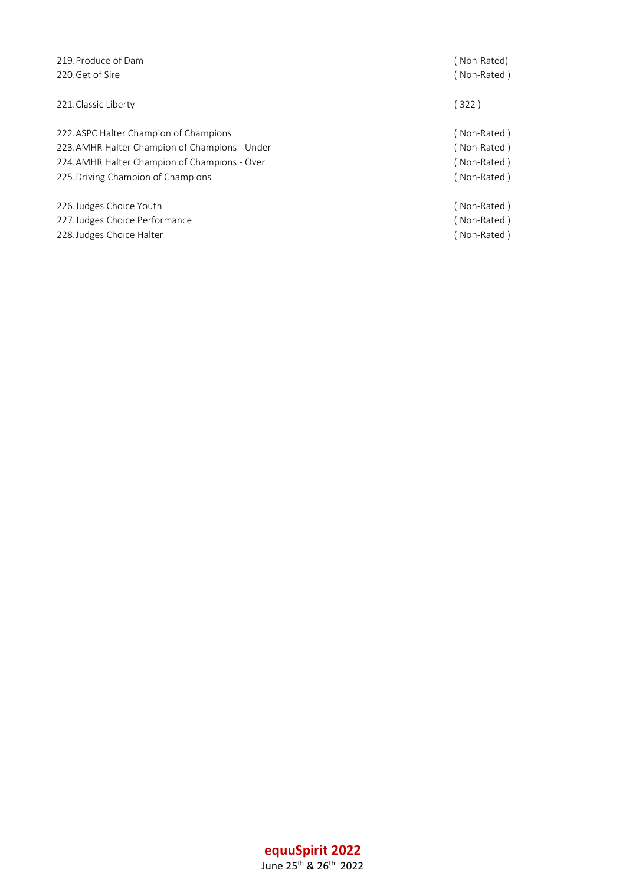219.Produce of Dam ( Non-Rated)
220.Get of Sire ( Non-Rated )

221.Classic Liberty ( 322 )

222.ASPC Halter Champion of Champions ( Non-Rated )
223.AMHR Halter Champion of Champions - Under ( Non-Rated )
224.AMHR Halter Champion of Champions - Over ( Non-Rated )
225.Driving Champion of Champions ( Non-Rated )

226.Judges Choice Youth ( Non-Rated )
227.Judges Choice Performance ( Non-Rated )
228.Judges Choice Halter ( Non-Rated )